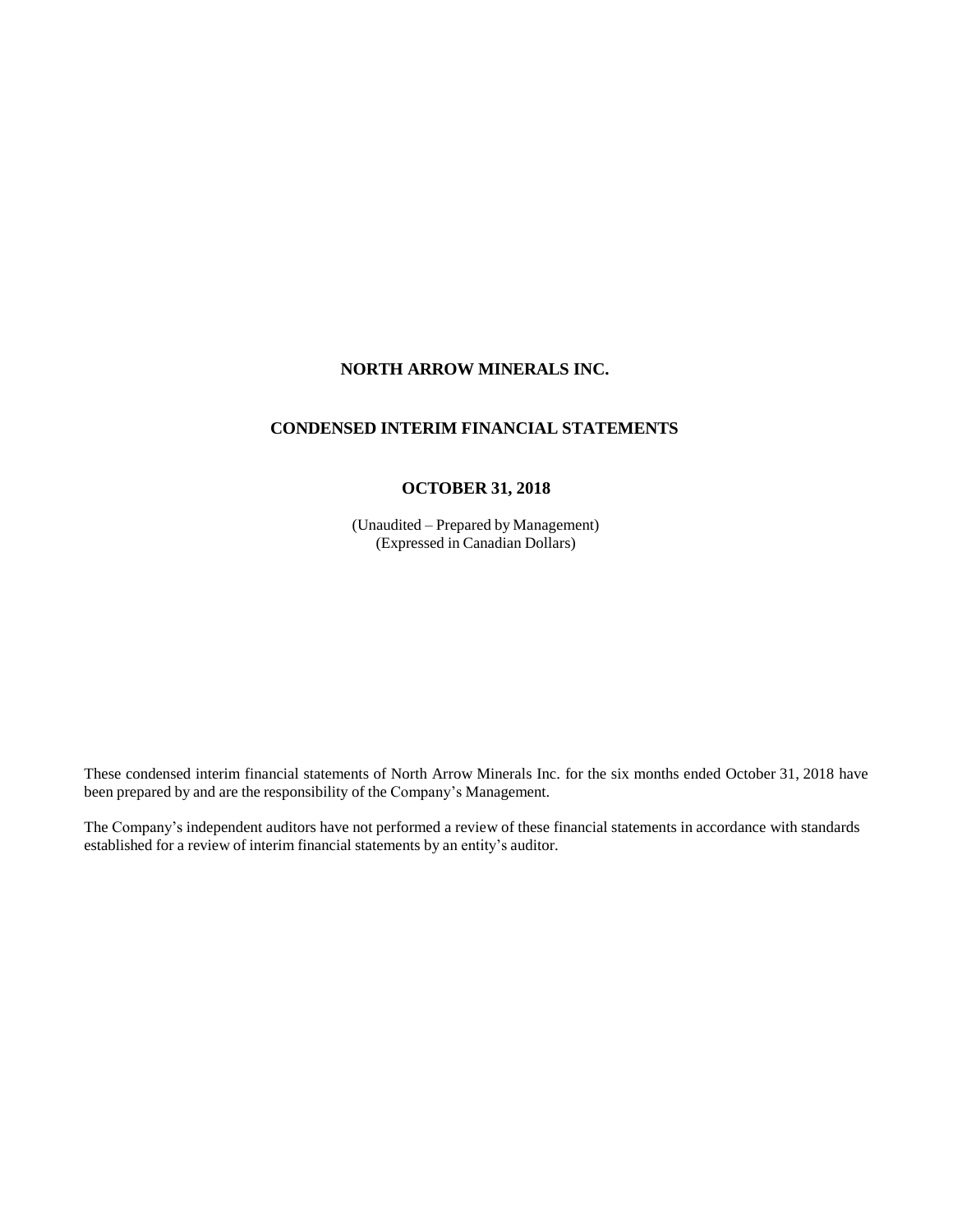# NORTH ARROW MINERALS INC.

## CONDENSED INTERIM FINANCIAL STATEMENTS

### OCTOBER 31, 2018

(Unaudited – Prepared by Management)
(Expressed in Canadian Dollars)

These condensed interim financial statements of North Arrow Minerals Inc. for the six months ended October 31, 2018 have been prepared by and are the responsibility of the Company's Management.

The Company's independent auditors have not performed a review of these financial statements in accordance with standards established for a review of interim financial statements by an entity's auditor.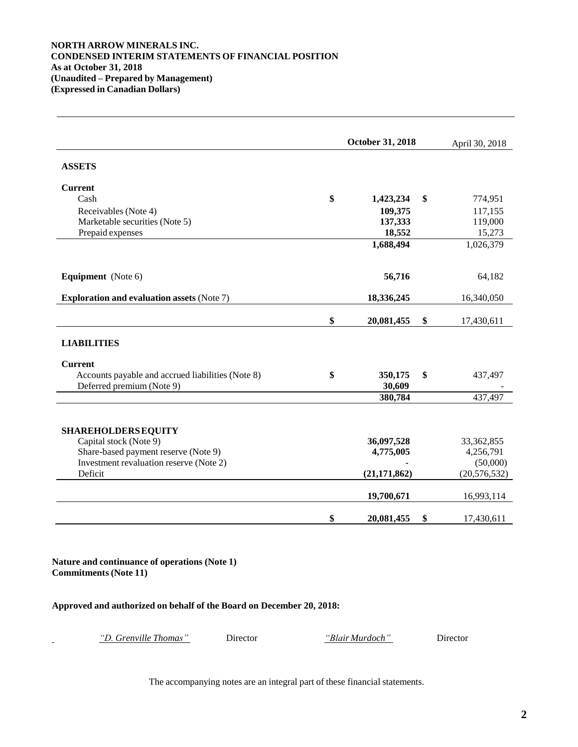**NORTH ARROW MINERALS INC.**
**CONDENSED INTERIM STATEMENTS OF FINANCIAL POSITION**
**As at October 31, 2018**
**(Unaudited – Prepared by Management)**
**(Expressed in Canadian Dollars)**

| | October 31, 2018 | April 30, 2018 |
|---|---|---|
| **ASSETS** | | |
| **Current** | | |
| Cash | $ 1,423,234 | $ 774,951 |
| Receivables (Note 4) | 109,375 | 117,155 |
| Marketable securities (Note 5) | 137,333 | 119,000 |
| Prepaid expenses | 18,552 | 15,273 |
| | 1,688,494 | 1,026,379 |
| **Equipment** (Note 6) | 56,716 | 64,182 |
| **Exploration and evaluation assets** (Note 7) | 18,336,245 | 16,340,050 |
| | $ 20,081,455 | $ 17,430,611 |
| **LIABILITIES** | | |
| **Current** | | |
| Accounts payable and accrued liabilities (Note 8) | $ 350,175 | $ 437,497 |
| Deferred premium (Note 9) | 30,609 | - |
| | 380,784 | 437,497 |
| **SHAREHOLDERS EQUITY** | | |
| Capital stock (Note 9) | 36,097,528 | 33,362,855 |
| Share-based payment reserve (Note 9) | 4,775,005 | 4,256,791 |
| Investment revaluation reserve (Note 2) | - | (50,000) |
| Deficit | (21,171,862) | (20,576,532) |
| | 19,700,671 | 16,993,114 |
| | $ 20,081,455 | $ 17,430,611 |

**Nature and continuance of operations (Note 1)**
**Commitments (Note 11)**

**Approved and authorized on behalf of the Board on December 20, 2018:**

*"D. Grenville Thomas"* Director *"Blair Murdoch"* Director

The accompanying notes are an integral part of these financial statements.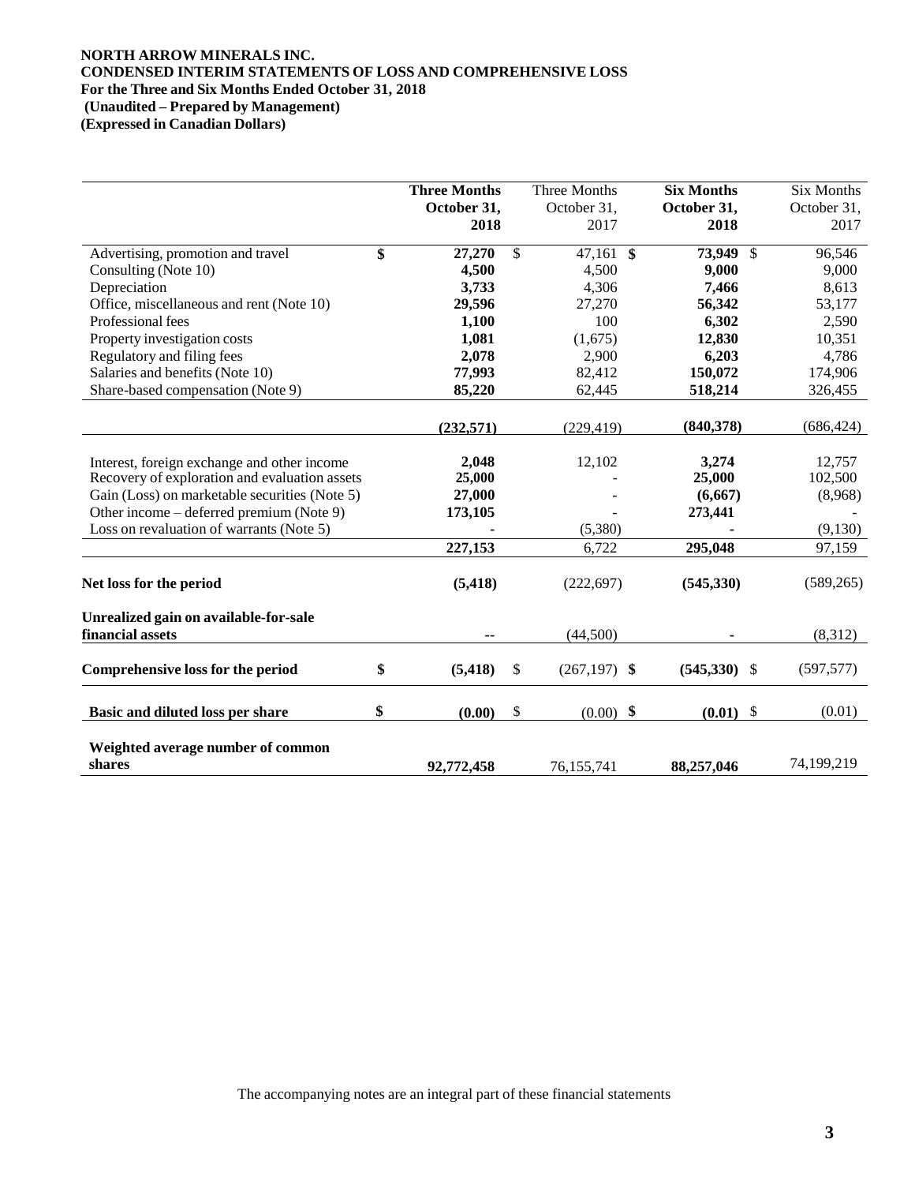**NORTH ARROW MINERALS INC.**
**CONDENSED INTERIM STATEMENTS OF LOSS AND COMPREHENSIVE LOSS**
**For the Three and Six Months Ended October 31, 2018**
**(Unaudited – Prepared by Management)**
**(Expressed in Canadian Dollars)**

| | **Three Months October 31, 2018** | Three Months October 31, 2017 | **Six Months October 31, 2018** | Six Months October 31, 2017 |
|---|---|---|---|---|
| Advertising, promotion and travel | **$ 27,270** | $ 47,161 | **$ 73,949** | $ 96,546 |
| Consulting (Note 10) | **4,500** | 4,500 | **9,000** | 9,000 |
| Depreciation | **3,733** | 4,306 | **7,466** | 8,613 |
| Office, miscellaneous and rent (Note 10) | **29,596** | 27,270 | **56,342** | 53,177 |
| Professional fees | **1,100** | 100 | **6,302** | 2,590 |
| Property investigation costs | **1,081** | (1,675) | **12,830** | 10,351 |
| Regulatory and filing fees | **2,078** | 2,900 | **6,203** | 4,786 |
| Salaries and benefits (Note 10) | **77,993** | 82,412 | **150,072** | 174,906 |
| Share-based compensation (Note 9) | **85,220** | 62,445 | **518,214** | 326,455 |
| | **(232,571)** | (229,419) | **(840,378)** | (686,424) |
| Interest, foreign exchange and other income | **2,048** | 12,102 | **3,274** | 12,757 |
| Recovery of exploration and evaluation assets | **25,000** | - | **25,000** | 102,500 |
| Gain (Loss) on marketable securities (Note 5) | **27,000** | - | **(6,667)** | (8,968) |
| Other income – deferred premium (Note 9) | **173,105** | - | **273,441** | - |
| Loss on revaluation of warrants (Note 5) | **-** | (5,380) | **-** | (9,130) |
| | **227,153** | 6,722 | **295,048** | 97,159 |
| **Net loss for the period** | **(5,418)** | (222,697) | **(545,330)** | (589,265) |
| **Unrealized gain on available-for-sale financial assets** | **--** | (44,500) | **-** | (8,312) |
| **Comprehensive loss for the period** | **$ (5,418)** | $ (267,197) | **$ (545,330)** | $ (597,577) |
| **Basic and diluted loss per share** | **$ (0.00)** | $ (0.00) | **$ (0.01)** | $ (0.01) |
| **Weighted average number of common shares** | **92,772,458** | 76,155,741 | **88,257,046** | 74,199,219 |

The accompanying notes are an integral part of these financial statements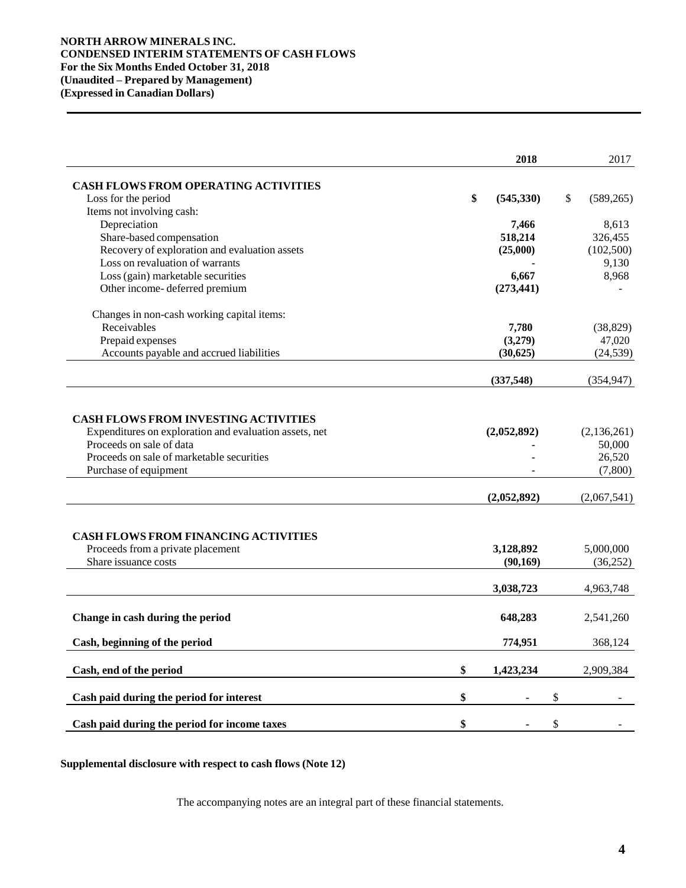**NORTH ARROW MINERALS INC.**
**CONDENSED INTERIM STATEMENTS OF CASH FLOWS**
**For the Six Months Ended October 31, 2018**
**(Unaudited – Prepared by Management)**
**(Expressed in Canadian Dollars)**

| | 2018 | 2017 |
|---|---|---|
| **CASH FLOWS FROM OPERATING ACTIVITIES** | | |
| Loss for the period | $ (545,330) | $ (589,265) |
| Items not involving cash: | | |
| Depreciation | 7,466 | 8,613 |
| Share-based compensation | 518,214 | 326,455 |
| Recovery of exploration and evaluation assets | (25,000) | (102,500) |
| Loss on revaluation of warrants | - | 9,130 |
| Loss (gain) marketable securities | 6,667 | 8,968 |
| Other income- deferred premium | (273,441) | - |
| Changes in non-cash working capital items: | | |
| Receivables | 7,780 | (38,829) |
| Prepaid expenses | (3,279) | 47,020 |
| Accounts payable and accrued liabilities | (30,625) | (24,539) |
| | (337,548) | (354,947) |
| **CASH FLOWS FROM INVESTING ACTIVITIES** | | |
| Expenditures on exploration and evaluation assets, net | (2,052,892) | (2,136,261) |
| Proceeds on sale of data | - | 50,000 |
| Proceeds on sale of marketable securities | - | 26,520 |
| Purchase of equipment | - | (7,800) |
| | (2,052,892) | (2,067,541) |
| **CASH FLOWS FROM FINANCING ACTIVITIES** | | |
| Proceeds from a private placement | 3,128,892 | 5,000,000 |
| Share issuance costs | (90,169) | (36,252) |
| | 3,038,723 | 4,963,748 |
| **Change in cash during the period** | 648,283 | 2,541,260 |
| **Cash, beginning of the period** | 774,951 | 368,124 |
| **Cash, end of the period** | $ 1,423,234 | 2,909,384 |
| **Cash paid during the period for interest** | $ - | $ - |
| **Cash paid during the period for income taxes** | $ - | $ - |

**Supplemental disclosure with respect to cash flows (Note 12)**

The accompanying notes are an integral part of these financial statements.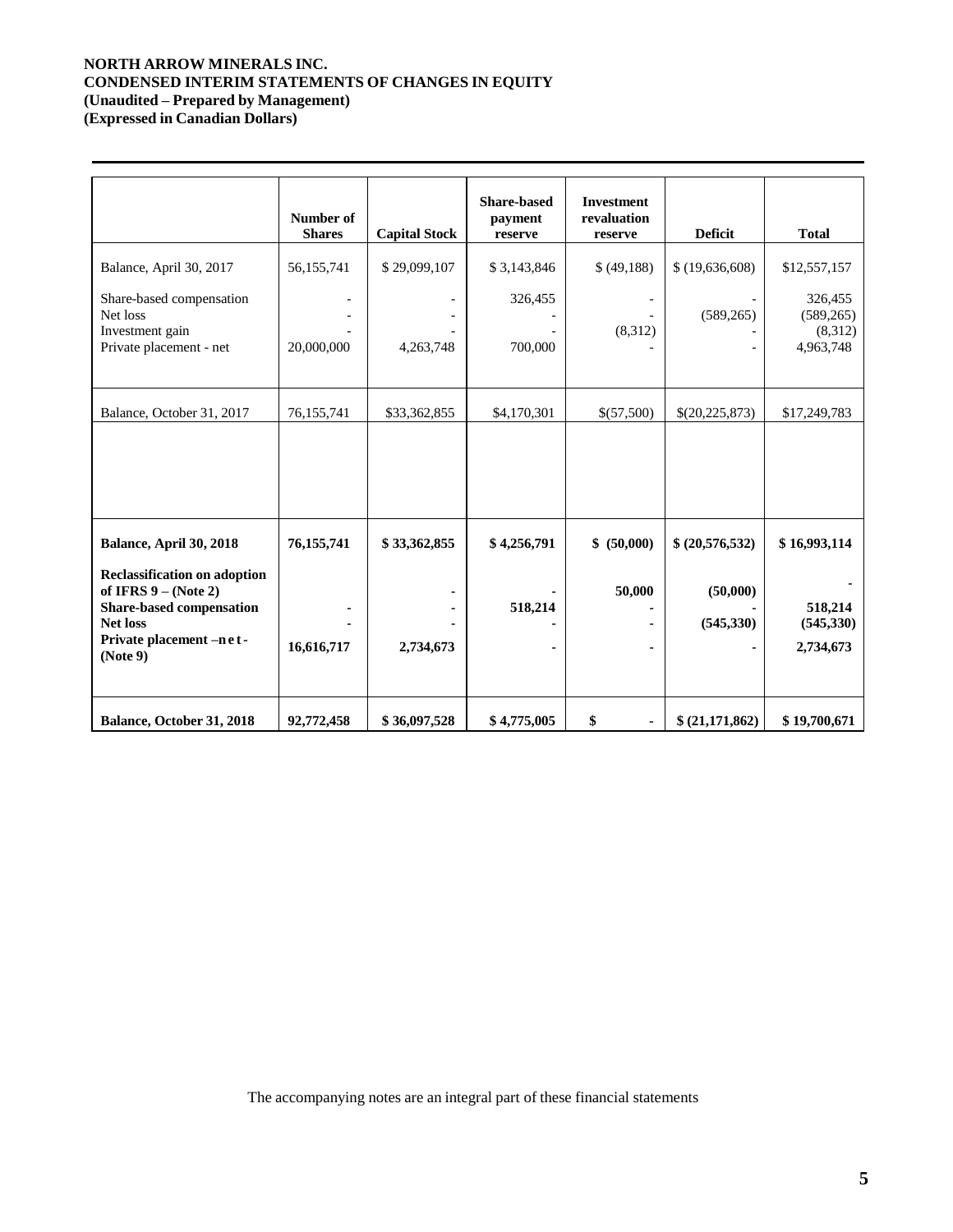**NORTH ARROW MINERALS INC.**
**CONDENSED INTERIM STATEMENTS OF CHANGES IN EQUITY**
**(Unaudited – Prepared by Management)**
**(Expressed in Canadian Dollars)**

| | Number of Shares | Capital Stock | Share-based payment reserve | Investment revaluation reserve | Deficit | Total |
|---|---|---|---|---|---|---|
| Balance, April 30, 2017 | 56,155,741 | $ 29,099,107 | $ 3,143,846 | $ (49,188) | $ (19,636,608) | $12,557,157 |
| Share-based compensation | - | - | 326,455 | - | - | 326,455 |
| Net loss | - | - | - | - | (589,265) | (589,265) |
| Investment gain | - | - | - | (8,312) | - | (8,312) |
| Private placement - net | 20,000,000 | 4,263,748 | 700,000 | - | - | 4,963,748 |
| Balance, October 31, 2017 | 76,155,741 | $33,362,855 | $4,170,301 | $(57,500) | $(20,225,873) | $17,249,783 |
| | | | | | | |
| **Balance, April 30, 2018** | **76,155,741** | **$ 33,362,855** | **$ 4,256,791** | **$ (50,000)** | **$ (20,576,532)** | **$ 16,993,114** |
| **Reclassification on adoption of IFRS 9 – (Note 2)** | | **-** | **-** | **50,000** | **(50,000)** | **-** |
| **Share-based compensation** | **-** | **-** | **518,214** | **-** | | **518,214** |
| **Net loss** | **-** | **-** | **-** | **-** | **(545,330)** | **(545,330)** |
| **Private placement – net - (Note 9)** | **16,616,717** | **2,734,673** | **-** | **-** | **-** | **2,734,673** |
| **Balance, October 31, 2018** | **92,772,458** | **$ 36,097,528** | **$ 4,775,005** | **$ -** | **$ (21,171,862)** | **$ 19,700,671** |

The accompanying notes are an integral part of these financial statements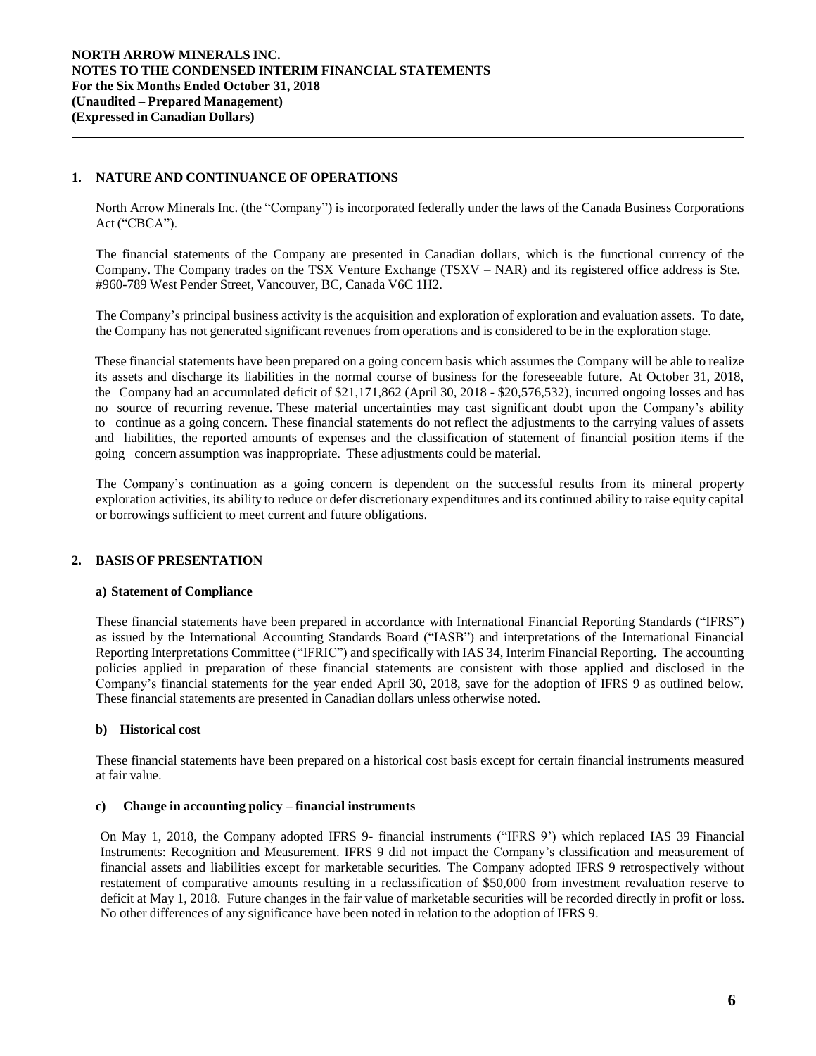## 1. NATURE AND CONTINUANCE OF OPERATIONS

North Arrow Minerals Inc. (the "Company") is incorporated federally under the laws of the Canada Business Corporations Act ("CBCA").

The financial statements of the Company are presented in Canadian dollars, which is the functional currency of the Company. The Company trades on the TSX Venture Exchange (TSXV – NAR) and its registered office address is Ste. #960-789 West Pender Street, Vancouver, BC, Canada V6C 1H2.

The Company's principal business activity is the acquisition and exploration of exploration and evaluation assets. To date, the Company has not generated significant revenues from operations and is considered to be in the exploration stage.

These financial statements have been prepared on a going concern basis which assumes the Company will be able to realize its assets and discharge its liabilities in the normal course of business for the foreseeable future. At October 31, 2018, the Company had an accumulated deficit of $21,171,862 (April 30, 2018 - $20,576,532), incurred ongoing losses and has no source of recurring revenue. These material uncertainties may cast significant doubt upon the Company's ability to continue as a going concern. These financial statements do not reflect the adjustments to the carrying values of assets and liabilities, the reported amounts of expenses and the classification of statement of financial position items if the going concern assumption was inappropriate. These adjustments could be material.

The Company's continuation as a going concern is dependent on the successful results from its mineral property exploration activities, its ability to reduce or defer discretionary expenditures and its continued ability to raise equity capital or borrowings sufficient to meet current and future obligations.

## 2. BASIS OF PRESENTATION

### a) Statement of Compliance

These financial statements have been prepared in accordance with International Financial Reporting Standards ("IFRS") as issued by the International Accounting Standards Board ("IASB") and interpretations of the International Financial Reporting Interpretations Committee ("IFRIC") and specifically with IAS 34, Interim Financial Reporting. The accounting policies applied in preparation of these financial statements are consistent with those applied and disclosed in the Company's financial statements for the year ended April 30, 2018, save for the adoption of IFRS 9 as outlined below. These financial statements are presented in Canadian dollars unless otherwise noted.

### b) Historical cost

These financial statements have been prepared on a historical cost basis except for certain financial instruments measured at fair value.

### c) Change in accounting policy – financial instruments

On May 1, 2018, the Company adopted IFRS 9- financial instruments ("IFRS 9') which replaced IAS 39 Financial Instruments: Recognition and Measurement. IFRS 9 did not impact the Company's classification and measurement of financial assets and liabilities except for marketable securities. The Company adopted IFRS 9 retrospectively without restatement of comparative amounts resulting in a reclassification of $50,000 from investment revaluation reserve to deficit at May 1, 2018. Future changes in the fair value of marketable securities will be recorded directly in profit or loss. No other differences of any significance have been noted in relation to the adoption of IFRS 9.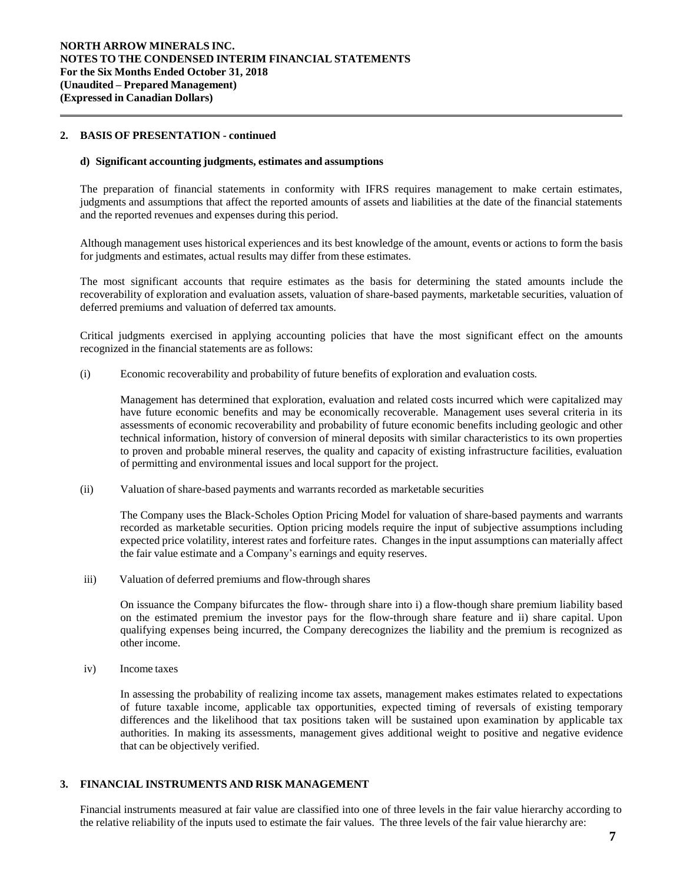## 2. BASIS OF PRESENTATION - continued

### d) Significant accounting judgments, estimates and assumptions

The preparation of financial statements in conformity with IFRS requires management to make certain estimates, judgments and assumptions that affect the reported amounts of assets and liabilities at the date of the financial statements and the reported revenues and expenses during this period.

Although management uses historical experiences and its best knowledge of the amount, events or actions to form the basis for judgments and estimates, actual results may differ from these estimates.

The most significant accounts that require estimates as the basis for determining the stated amounts include the recoverability of exploration and evaluation assets, valuation of share-based payments, marketable securities, valuation of deferred premiums and valuation of deferred tax amounts.

Critical judgments exercised in applying accounting policies that have the most significant effect on the amounts recognized in the financial statements are as follows:

(i) Economic recoverability and probability of future benefits of exploration and evaluation costs.

Management has determined that exploration, evaluation and related costs incurred which were capitalized may have future economic benefits and may be economically recoverable. Management uses several criteria in its assessments of economic recoverability and probability of future economic benefits including geologic and other technical information, history of conversion of mineral deposits with similar characteristics to its own properties to proven and probable mineral reserves, the quality and capacity of existing infrastructure facilities, evaluation of permitting and environmental issues and local support for the project.

(ii) Valuation of share-based payments and warrants recorded as marketable securities

The Company uses the Black-Scholes Option Pricing Model for valuation of share-based payments and warrants recorded as marketable securities. Option pricing models require the input of subjective assumptions including expected price volatility, interest rates and forfeiture rates. Changes in the input assumptions can materially affect the fair value estimate and a Company's earnings and equity reserves.

iii) Valuation of deferred premiums and flow-through shares

On issuance the Company bifurcates the flow- through share into i) a flow-though share premium liability based on the estimated premium the investor pays for the flow-through share feature and ii) share capital. Upon qualifying expenses being incurred, the Company derecognizes the liability and the premium is recognized as other income.

iv) Income taxes

In assessing the probability of realizing income tax assets, management makes estimates related to expectations of future taxable income, applicable tax opportunities, expected timing of reversals of existing temporary differences and the likelihood that tax positions taken will be sustained upon examination by applicable tax authorities. In making its assessments, management gives additional weight to positive and negative evidence that can be objectively verified.

## 3. FINANCIAL INSTRUMENTS AND RISK MANAGEMENT

Financial instruments measured at fair value are classified into one of three levels in the fair value hierarchy according to the relative reliability of the inputs used to estimate the fair values. The three levels of the fair value hierarchy are: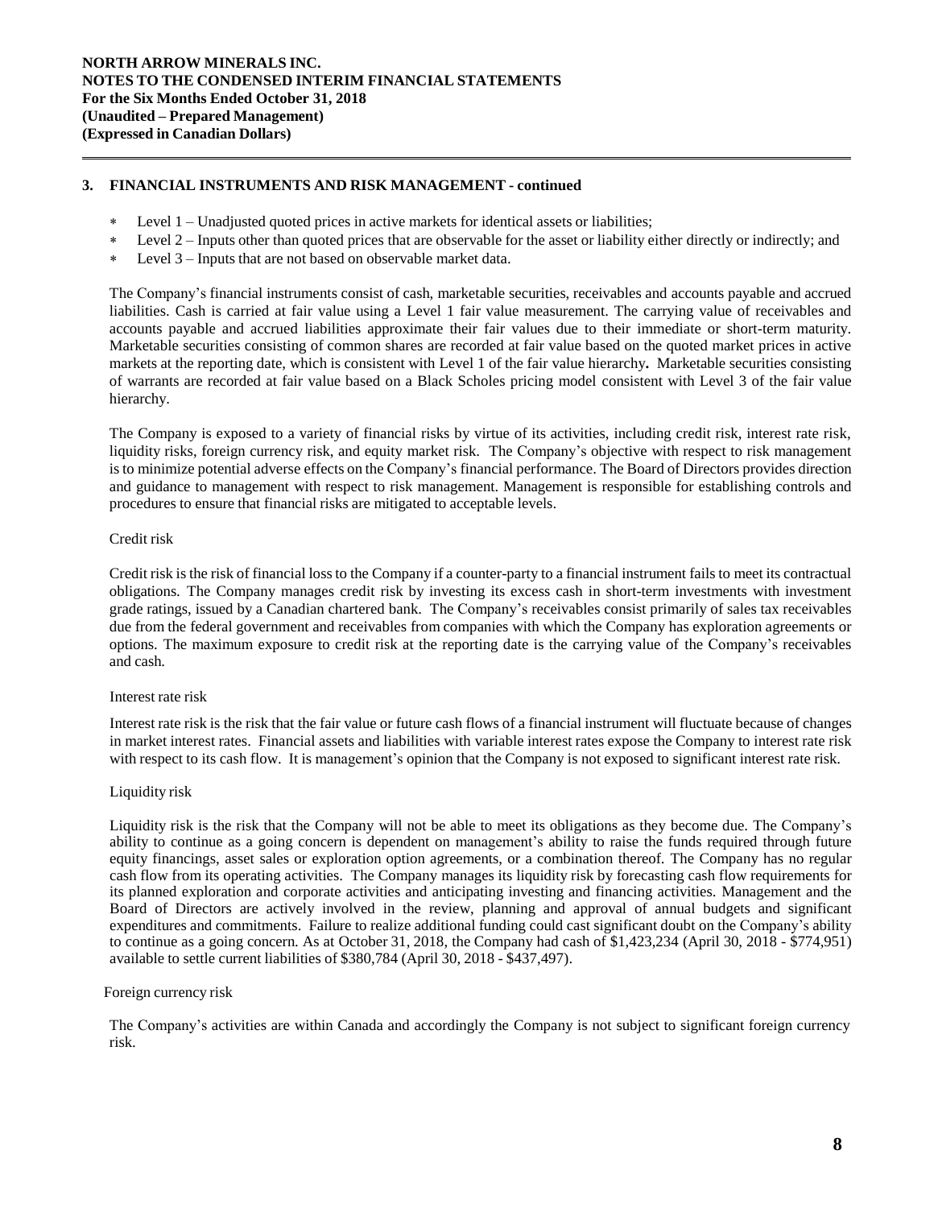## 3. FINANCIAL INSTRUMENTS AND RISK MANAGEMENT - continued

* Level 1 – Unadjusted quoted prices in active markets for identical assets or liabilities;
* Level 2 – Inputs other than quoted prices that are observable for the asset or liability either directly or indirectly; and
* Level 3 – Inputs that are not based on observable market data.

The Company's financial instruments consist of cash, marketable securities, receivables and accounts payable and accrued liabilities. Cash is carried at fair value using a Level 1 fair value measurement. The carrying value of receivables and accounts payable and accrued liabilities approximate their fair values due to their immediate or short-term maturity. Marketable securities consisting of common shares are recorded at fair value based on the quoted market prices in active markets at the reporting date, which is consistent with Level 1 of the fair value hierarchy**.** Marketable securities consisting of warrants are recorded at fair value based on a Black Scholes pricing model consistent with Level 3 of the fair value hierarchy.

The Company is exposed to a variety of financial risks by virtue of its activities, including credit risk, interest rate risk, liquidity risks, foreign currency risk, and equity market risk. The Company's objective with respect to risk management is to minimize potential adverse effects on the Company's financial performance. The Board of Directors provides direction and guidance to management with respect to risk management. Management is responsible for establishing controls and procedures to ensure that financial risks are mitigated to acceptable levels.

Credit risk

Credit risk is the risk of financial loss to the Company if a counter-party to a financial instrument fails to meet its contractual obligations. The Company manages credit risk by investing its excess cash in short-term investments with investment grade ratings, issued by a Canadian chartered bank. The Company's receivables consist primarily of sales tax receivables due from the federal government and receivables from companies with which the Company has exploration agreements or options. The maximum exposure to credit risk at the reporting date is the carrying value of the Company's receivables and cash.

Interest rate risk

Interest rate risk is the risk that the fair value or future cash flows of a financial instrument will fluctuate because of changes in market interest rates. Financial assets and liabilities with variable interest rates expose the Company to interest rate risk with respect to its cash flow. It is management's opinion that the Company is not exposed to significant interest rate risk.

Liquidity risk

Liquidity risk is the risk that the Company will not be able to meet its obligations as they become due. The Company's ability to continue as a going concern is dependent on management's ability to raise the funds required through future equity financings, asset sales or exploration option agreements, or a combination thereof. The Company has no regular cash flow from its operating activities. The Company manages its liquidity risk by forecasting cash flow requirements for its planned exploration and corporate activities and anticipating investing and financing activities. Management and the Board of Directors are actively involved in the review, planning and approval of annual budgets and significant expenditures and commitments. Failure to realize additional funding could cast significant doubt on the Company's ability to continue as a going concern. As at October 31, 2018, the Company had cash of $1,423,234 (April 30, 2018 - $774,951) available to settle current liabilities of $380,784 (April 30, 2018 - $437,497).

Foreign currency risk

The Company's activities are within Canada and accordingly the Company is not subject to significant foreign currency risk.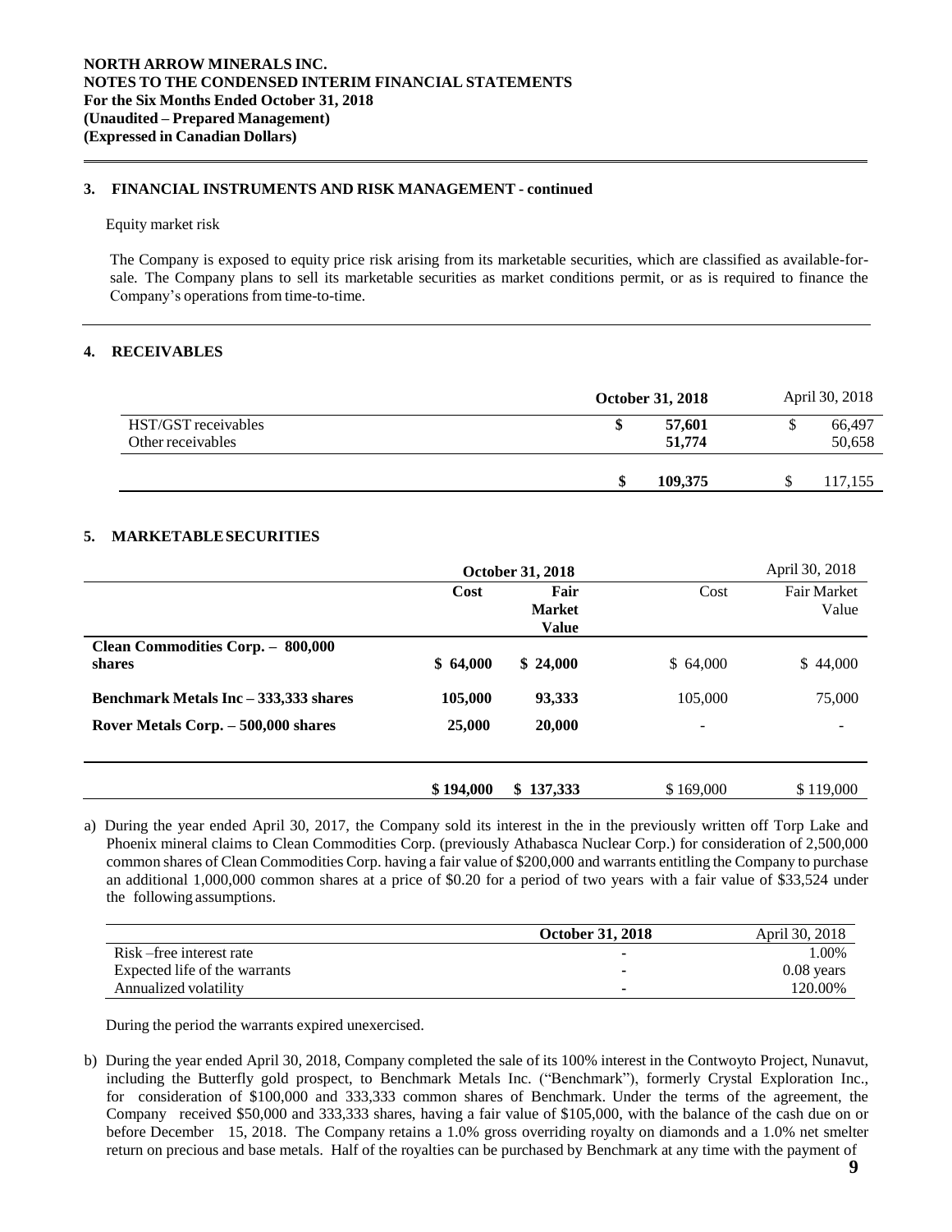### 3. FINANCIAL INSTRUMENTS AND RISK MANAGEMENT - continued

Equity market risk

The Company is exposed to equity price risk arising from its marketable securities, which are classified as available-for-sale. The Company plans to sell its marketable securities as market conditions permit, or as is required to finance the Company's operations from time-to-time.

### 4. RECEIVABLES

| | **October 31, 2018** | April 30, 2018 |
|---|---|---|
| HST/GST receivables | **$ 57,601** | $ 66,497 |
| Other receivables | **51,774** | 50,658 |
| | **$ 109,375** | $ 117,155 |

### 5. MARKETABLE SECURITIES

| | **October 31, 2018** | | April 30, 2018 | |
|---|---|---|---|---|
| | **Cost** | **Fair Market Value** | Cost | Fair Market Value |
| **Clean Commodities Corp. – 800,000 shares** | **$ 64,000** | **$ 24,000** | $ 64,000 | $ 44,000 |
| **Benchmark Metals Inc – 333,333 shares** | **105,000** | **93,333** | 105,000 | 75,000 |
| **Rover Metals Corp. – 500,000 shares** | **25,000** | **20,000** | - | - |
| | **$ 194,000** | **$ 137,333** | $ 169,000 | $ 119,000 |

a) During the year ended April 30, 2017, the Company sold its interest in the in the previously written off Torp Lake and Phoenix mineral claims to Clean Commodities Corp. (previously Athabasca Nuclear Corp.) for consideration of 2,500,000 common shares of Clean Commodities Corp. having a fair value of $200,000 and warrants entitling the Company to purchase an additional 1,000,000 common shares at a price of $0.20 for a period of two years with a fair value of $33,524 under the following assumptions.

| | **October 31, 2018** | April 30, 2018 |
|---|---|---|
| Risk –free interest rate | - | 1.00% |
| Expected life of the warrants | - | 0.08 years |
| Annualized volatility | - | 120.00% |

During the period the warrants expired unexercised.

b) During the year ended April 30, 2018, Company completed the sale of its 100% interest in the Contwoyto Project, Nunavut, including the Butterfly gold prospect, to Benchmark Metals Inc. ("Benchmark"), formerly Crystal Exploration Inc., for consideration of $100,000 and 333,333 common shares of Benchmark. Under the terms of the agreement, the Company received $50,000 and 333,333 shares, having a fair value of $105,000, with the balance of the cash due on or before December 15, 2018. The Company retains a 1.0% gross overriding royalty on diamonds and a 1.0% net smelter return on precious and base metals. Half of the royalties can be purchased by Benchmark at any time with the payment of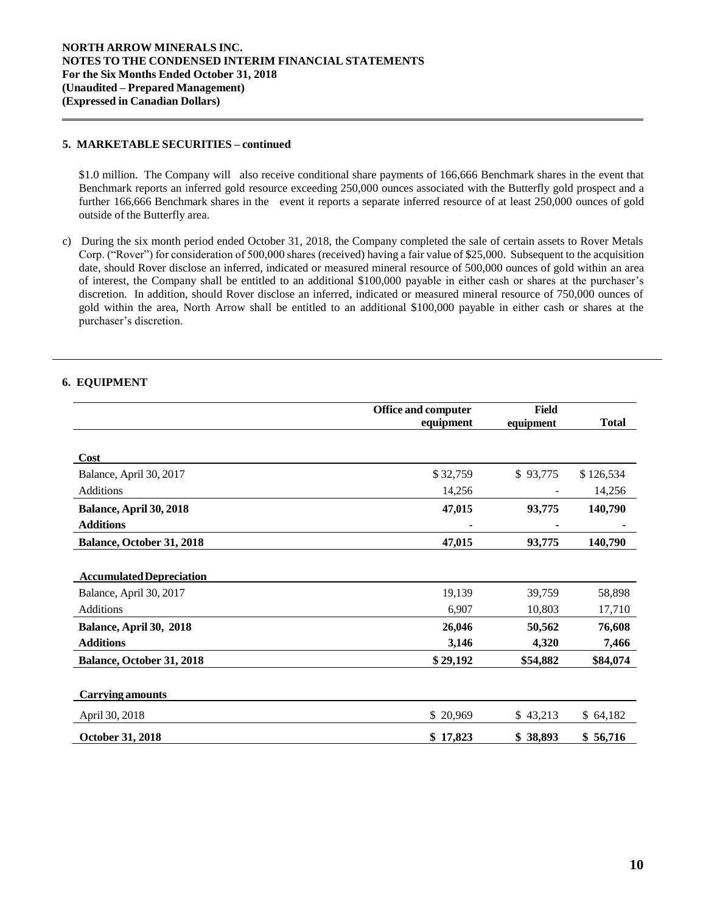## 5. MARKETABLE SECURITIES – continued

$1.0 million. The Company will also receive conditional share payments of 166,666 Benchmark shares in the event that Benchmark reports an inferred gold resource exceeding 250,000 ounces associated with the Butterfly gold prospect and a further 166,666 Benchmark shares in the event it reports a separate inferred resource of at least 250,000 ounces of gold outside of the Butterfly area.

c) During the six month period ended October 31, 2018, the Company completed the sale of certain assets to Rover Metals Corp. ("Rover") for consideration of 500,000 shares (received) having a fair value of $25,000. Subsequent to the acquisition date, should Rover disclose an inferred, indicated or measured mineral resource of 500,000 ounces of gold within an area of interest, the Company shall be entitled to an additional $100,000 payable in either cash or shares at the purchaser's discretion. In addition, should Rover disclose an inferred, indicated or measured mineral resource of 750,000 ounces of gold within the area, North Arrow shall be entitled to an additional $100,000 payable in either cash or shares at the purchaser's discretion.

## 6. EQUIPMENT

| | Office and computer equipment | Field equipment | Total |
|---|---|---|---|
| **Cost** | | | |
| Balance, April 30, 2017 | $ 32,759 | $ 93,775 | $ 126,534 |
| Additions | 14,256 | - | 14,256 |
| **Balance, April 30, 2018** | **47,015** | **93,775** | **140,790** |
| **Additions** | **-** | **-** | **-** |
| **Balance, October 31, 2018** | **47,015** | **93,775** | **140,790** |
| **Accumulated Depreciation** | | | |
| Balance, April 30, 2017 | 19,139 | 39,759 | 58,898 |
| Additions | 6,907 | 10,803 | 17,710 |
| **Balance, April 30, 2018** | **26,046** | **50,562** | **76,608** |
| **Additions** | **3,146** | **4,320** | **7,466** |
| **Balance, October 31, 2018** | **$ 29,192** | **$54,882** | **$84,074** |
| **Carrying amounts** | | | |
| April 30, 2018 | $ 20,969 | $ 43,213 | $ 64,182 |
| **October 31, 2018** | **$ 17,823** | **$ 38,893** | **$ 56,716** |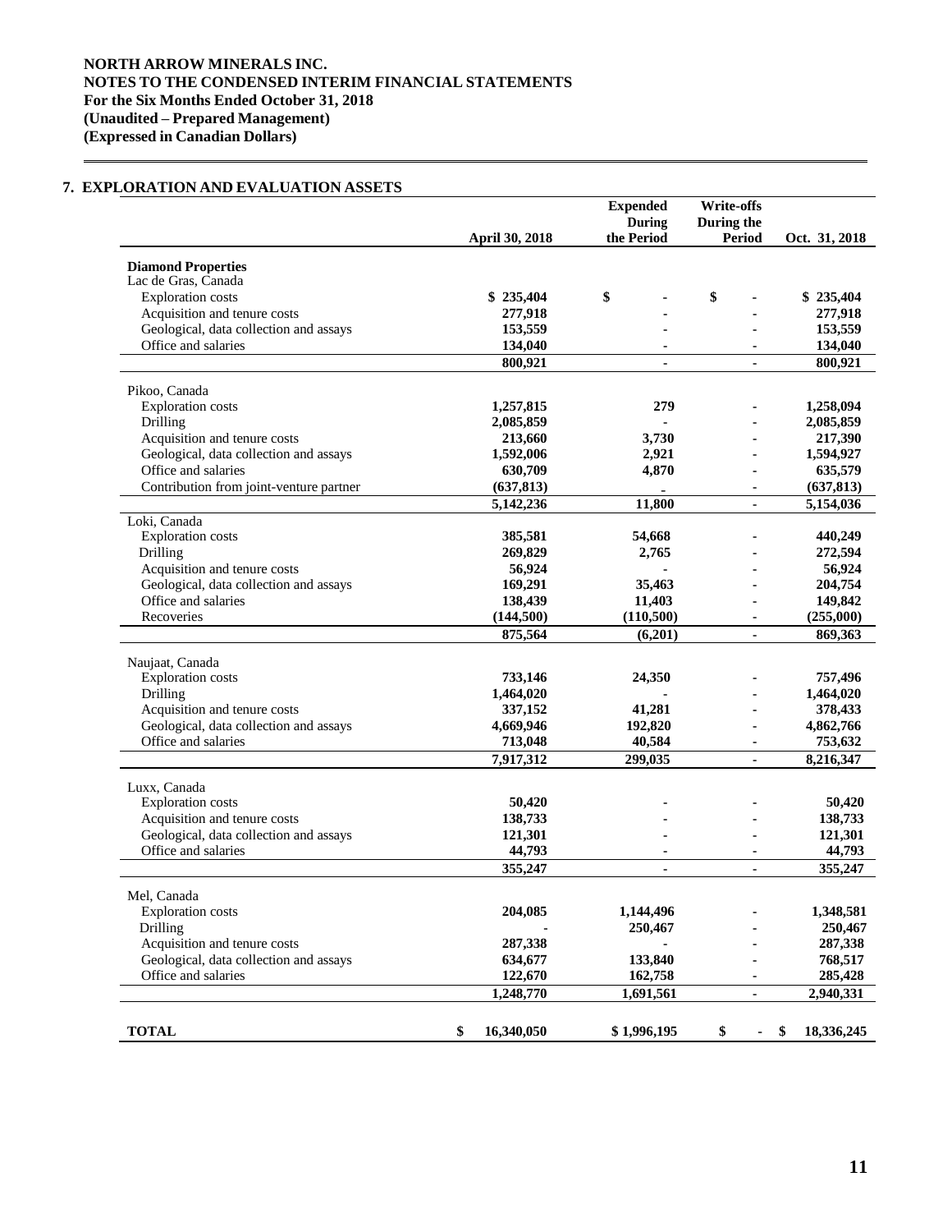**NORTH ARROW MINERALS INC.**
**NOTES TO THE CONDENSED INTERIM FINANCIAL STATEMENTS**
**For the Six Months Ended October 31, 2018**
**(Unaudited – Prepared Management)**
**(Expressed in Canadian Dollars)**

## 7. EXPLORATION AND EVALUATION ASSETS

| | April 30, 2018 | Expended During the Period | Write-offs During the Period | Oct. 31, 2018 |
|---|---|---|---|---|
| **Diamond Properties** | | | | |
| Lac de Gras, Canada | | | | |
| Exploration costs | $ 235,404 | $ - | $ - | $ 235,404 |
| Acquisition and tenure costs | 277,918 | - | - | 277,918 |
| Geological, data collection and assays | 153,559 | - | - | 153,559 |
| Office and salaries | 134,040 | - | - | 134,040 |
| | 800,921 | - | - | 800,921 |
| Pikoo, Canada | | | | |
| Exploration costs | 1,257,815 | 279 | - | 1,258,094 |
| Drilling | 2,085,859 | - | - | 2,085,859 |
| Acquisition and tenure costs | 213,660 | 3,730 | - | 217,390 |
| Geological, data collection and assays | 1,592,006 | 2,921 | - | 1,594,927 |
| Office and salaries | 630,709 | 4,870 | - | 635,579 |
| Contribution from joint-venture partner | (637,813) | - | - | (637,813) |
| | 5,142,236 | 11,800 | - | 5,154,036 |
| Loki, Canada | | | | |
| Exploration costs | 385,581 | 54,668 | - | 440,249 |
| Drilling | 269,829 | 2,765 | - | 272,594 |
| Acquisition and tenure costs | 56,924 | - | - | 56,924 |
| Geological, data collection and assays | 169,291 | 35,463 | - | 204,754 |
| Office and salaries | 138,439 | 11,403 | - | 149,842 |
| Recoveries | (144,500) | (110,500) | - | (255,000) |
| | 875,564 | (6,201) | - | 869,363 |
| Naujaat, Canada | | | | |
| Exploration costs | 733,146 | 24,350 | - | 757,496 |
| Drilling | 1,464,020 | - | - | 1,464,020 |
| Acquisition and tenure costs | 337,152 | 41,281 | - | 378,433 |
| Geological, data collection and assays | 4,669,946 | 192,820 | - | 4,862,766 |
| Office and salaries | 713,048 | 40,584 | - | 753,632 |
| | 7,917,312 | 299,035 | - | 8,216,347 |
| Luxx, Canada | | | | |
| Exploration costs | 50,420 | - | - | 50,420 |
| Acquisition and tenure costs | 138,733 | - | - | 138,733 |
| Geological, data collection and assays | 121,301 | - | - | 121,301 |
| Office and salaries | 44,793 | - | - | 44,793 |
| | 355,247 | - | - | 355,247 |
| Mel, Canada | | | | |
| Exploration costs | 204,085 | 1,144,496 | - | 1,348,581 |
| Drilling | - | 250,467 | - | 250,467 |
| Acquisition and tenure costs | 287,338 | - | - | 287,338 |
| Geological, data collection and assays | 634,677 | 133,840 | - | 768,517 |
| Office and salaries | 122,670 | 162,758 | - | 285,428 |
| | 1,248,770 | 1,691,561 | - | 2,940,331 |
| **TOTAL** | $ 16,340,050 | $ 1,996,195 | $ - | $ 18,336,245 |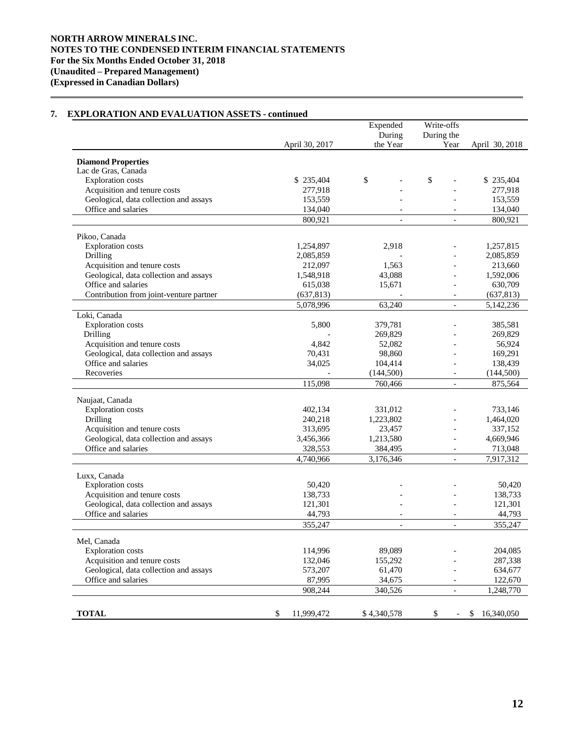**NORTH ARROW MINERALS INC.**
**NOTES TO THE CONDENSED INTERIM FINANCIAL STATEMENTS**
**For the Six Months Ended October 31, 2018**
**(Unaudited – Prepared Management)**
**(Expressed in Canadian Dollars)**

## 7. EXPLORATION AND EVALUATION ASSETS - continued

| | April 30, 2017 | Expended During the Year | Write-offs During the Year | April 30, 2018 |
|---|---|---|---|---|
| **Diamond Properties** | | | | |
| Lac de Gras, Canada | | | | |
| Exploration costs | $ 235,404 | $ - | $ - | $ 235,404 |
| Acquisition and tenure costs | 277,918 | - | - | 277,918 |
| Geological, data collection and assays | 153,559 | - | - | 153,559 |
| Office and salaries | 134,040 | - | - | 134,040 |
| | 800,921 | - | - | 800,921 |
| Pikoo, Canada | | | | |
| Exploration costs | 1,254,897 | 2,918 | - | 1,257,815 |
| Drilling | 2,085,859 | - | - | 2,085,859 |
| Acquisition and tenure costs | 212,097 | 1,563 | - | 213,660 |
| Geological, data collection and assays | 1,548,918 | 43,088 | - | 1,592,006 |
| Office and salaries | 615,038 | 15,671 | - | 630,709 |
| Contribution from joint-venture partner | (637,813) | - | - | (637,813) |
| | 5,078,996 | 63,240 | - | 5,142,236 |
| Loki, Canada | | | | |
| Exploration costs | 5,800 | 379,781 | - | 385,581 |
| Drilling | - | 269,829 | - | 269,829 |
| Acquisition and tenure costs | 4,842 | 52,082 | - | 56,924 |
| Geological, data collection and assays | 70,431 | 98,860 | - | 169,291 |
| Office and salaries | 34,025 | 104,414 | - | 138,439 |
| Recoveries | - | (144,500) | - | (144,500) |
| | 115,098 | 760,466 | - | 875,564 |
| Naujaat, Canada | | | | |
| Exploration costs | 402,134 | 331,012 | - | 733,146 |
| Drilling | 240,218 | 1,223,802 | - | 1,464,020 |
| Acquisition and tenure costs | 313,695 | 23,457 | - | 337,152 |
| Geological, data collection and assays | 3,456,366 | 1,213,580 | - | 4,669,946 |
| Office and salaries | 328,553 | 384,495 | - | 713,048 |
| | 4,740,966 | 3,176,346 | - | 7,917,312 |
| Luxx, Canada | | | | |
| Exploration costs | 50,420 | - | - | 50,420 |
| Acquisition and tenure costs | 138,733 | - | - | 138,733 |
| Geological, data collection and assays | 121,301 | - | - | 121,301 |
| Office and salaries | 44,793 | - | - | 44,793 |
| | 355,247 | - | - | 355,247 |
| Mel, Canada | | | | |
| Exploration costs | 114,996 | 89,089 | - | 204,085 |
| Acquisition and tenure costs | 132,046 | 155,292 | - | 287,338 |
| Geological, data collection and assays | 573,207 | 61,470 | - | 634,677 |
| Office and salaries | 87,995 | 34,675 | - | 122,670 |
| | 908,244 | 340,526 | - | 1,248,770 |
| **TOTAL** | $ 11,999,472 | $ 4,340,578 | $ - | $ 16,340,050 |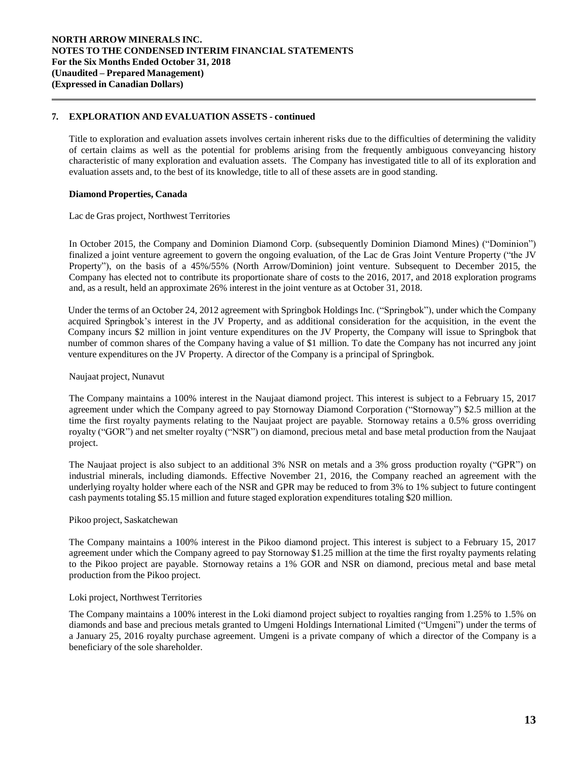## 7. EXPLORATION AND EVALUATION ASSETS - continued

Title to exploration and evaluation assets involves certain inherent risks due to the difficulties of determining the validity of certain claims as well as the potential for problems arising from the frequently ambiguous conveyancing history characteristic of many exploration and evaluation assets. The Company has investigated title to all of its exploration and evaluation assets and, to the best of its knowledge, title to all of these assets are in good standing.

### Diamond Properties, Canada

Lac de Gras project, Northwest Territories

In October 2015, the Company and Dominion Diamond Corp. (subsequently Dominion Diamond Mines) ("Dominion") finalized a joint venture agreement to govern the ongoing evaluation, of the Lac de Gras Joint Venture Property ("the JV Property"), on the basis of a 45%/55% (North Arrow/Dominion) joint venture. Subsequent to December 2015, the Company has elected not to contribute its proportionate share of costs to the 2016, 2017, and 2018 exploration programs and, as a result, held an approximate 26% interest in the joint venture as at October 31, 2018.

Under the terms of an October 24, 2012 agreement with Springbok Holdings Inc. ("Springbok"), under which the Company acquired Springbok's interest in the JV Property, and as additional consideration for the acquisition, in the event the Company incurs $2 million in joint venture expenditures on the JV Property, the Company will issue to Springbok that number of common shares of the Company having a value of $1 million. To date the Company has not incurred any joint venture expenditures on the JV Property. A director of the Company is a principal of Springbok.

Naujaat project, Nunavut

The Company maintains a 100% interest in the Naujaat diamond project. This interest is subject to a February 15, 2017 agreement under which the Company agreed to pay Stornoway Diamond Corporation ("Stornoway") $2.5 million at the time the first royalty payments relating to the Naujaat project are payable. Stornoway retains a 0.5% gross overriding royalty ("GOR") and net smelter royalty ("NSR") on diamond, precious metal and base metal production from the Naujaat project.

The Naujaat project is also subject to an additional 3% NSR on metals and a 3% gross production royalty ("GPR") on industrial minerals, including diamonds. Effective November 21, 2016, the Company reached an agreement with the underlying royalty holder where each of the NSR and GPR may be reduced to from 3% to 1% subject to future contingent cash payments totaling $5.15 million and future staged exploration expenditures totaling $20 million.

Pikoo project, Saskatchewan

The Company maintains a 100% interest in the Pikoo diamond project. This interest is subject to a February 15, 2017 agreement under which the Company agreed to pay Stornoway $1.25 million at the time the first royalty payments relating to the Pikoo project are payable. Stornoway retains a 1% GOR and NSR on diamond, precious metal and base metal production from the Pikoo project.

Loki project, Northwest Territories

The Company maintains a 100% interest in the Loki diamond project subject to royalties ranging from 1.25% to 1.5% on diamonds and base and precious metals granted to Umgeni Holdings International Limited ("Umgeni") under the terms of a January 25, 2016 royalty purchase agreement. Umgeni is a private company of which a director of the Company is a beneficiary of the sole shareholder.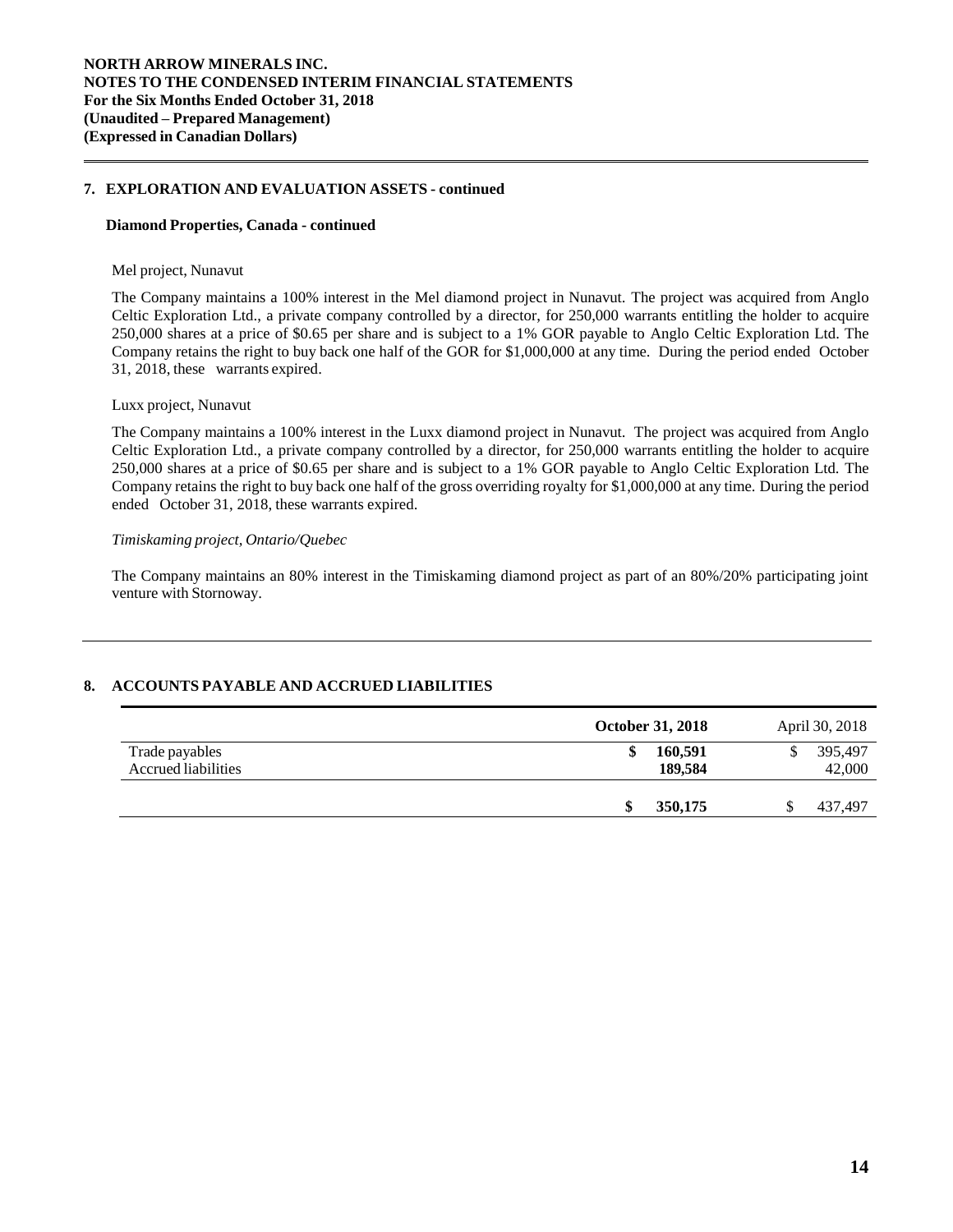## 7. EXPLORATION AND EVALUATION ASSETS - continued

### Diamond Properties, Canada - continued

Mel project, Nunavut

The Company maintains a 100% interest in the Mel diamond project in Nunavut. The project was acquired from Anglo Celtic Exploration Ltd., a private company controlled by a director, for 250,000 warrants entitling the holder to acquire 250,000 shares at a price of $0.65 per share and is subject to a 1% GOR payable to Anglo Celtic Exploration Ltd. The Company retains the right to buy back one half of the GOR for $1,000,000 at any time. During the period ended October 31, 2018, these warrants expired.

Luxx project, Nunavut

The Company maintains a 100% interest in the Luxx diamond project in Nunavut. The project was acquired from Anglo Celtic Exploration Ltd., a private company controlled by a director, for 250,000 warrants entitling the holder to acquire 250,000 shares at a price of $0.65 per share and is subject to a 1% GOR payable to Anglo Celtic Exploration Ltd. The Company retains the right to buy back one half of the gross overriding royalty for $1,000,000 at any time. During the period ended October 31, 2018, these warrants expired.

*Timiskaming project, Ontario/Quebec*

The Company maintains an 80% interest in the Timiskaming diamond project as part of an 80%/20% participating joint venture with Stornoway.

## 8. ACCOUNTS PAYABLE AND ACCRUED LIABILITIES

| | **October 31, 2018** | April 30, 2018 |
|---|---|---|
| Trade payables | **$ 160,591** | $ 395,497 |
| Accrued liabilities | **189,584** | 42,000 |
| | **$ 350,175** | $ 437,497 |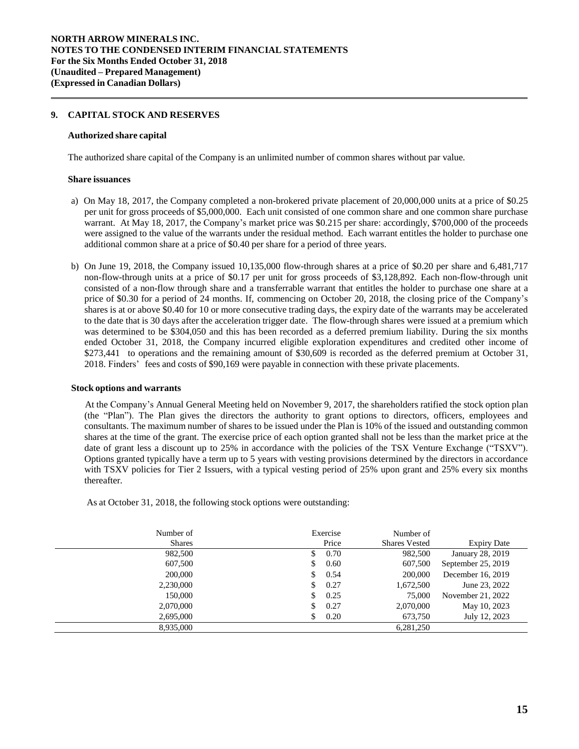## 9. CAPITAL STOCK AND RESERVES

### Authorized share capital

The authorized share capital of the Company is an unlimited number of common shares without par value.

### Share issuances

a) On May 18, 2017, the Company completed a non-brokered private placement of 20,000,000 units at a price of $0.25 per unit for gross proceeds of $5,000,000. Each unit consisted of one common share and one common share purchase warrant. At May 18, 2017, the Company's market price was $0.215 per share: accordingly, $700,000 of the proceeds were assigned to the value of the warrants under the residual method. Each warrant entitles the holder to purchase one additional common share at a price of $0.40 per share for a period of three years.

b) On June 19, 2018, the Company issued 10,135,000 flow-through shares at a price of $0.20 per share and 6,481,717 non-flow-through units at a price of $0.17 per unit for gross proceeds of $3,128,892. Each non-flow-through unit consisted of a non-flow through share and a transferrable warrant that entitles the holder to purchase one share at a price of $0.30 for a period of 24 months. If, commencing on October 20, 2018, the closing price of the Company's shares is at or above $0.40 for 10 or more consecutive trading days, the expiry date of the warrants may be accelerated to the date that is 30 days after the acceleration trigger date. The flow-through shares were issued at a premium which was determined to be $304,050 and this has been recorded as a deferred premium liability. During the six months ended October 31, 2018, the Company incurred eligible exploration expenditures and credited other income of $273,441 to operations and the remaining amount of $30,609 is recorded as the deferred premium at October 31, 2018. Finders' fees and costs of $90,169 were payable in connection with these private placements.

### Stock options and warrants

At the Company's Annual General Meeting held on November 9, 2017, the shareholders ratified the stock option plan (the "Plan"). The Plan gives the directors the authority to grant options to directors, officers, employees and consultants. The maximum number of shares to be issued under the Plan is 10% of the issued and outstanding common shares at the time of the grant. The exercise price of each option granted shall not be less than the market price at the date of grant less a discount up to 25% in accordance with the policies of the TSX Venture Exchange ("TSXV"). Options granted typically have a term up to 5 years with vesting provisions determined by the directors in accordance with TSXV policies for Tier 2 Issuers, with a typical vesting period of 25% upon grant and 25% every six months thereafter.

As at October 31, 2018, the following stock options were outstanding:

| Number of Shares | Exercise Price | Number of Shares Vested | Expiry Date |
|---|---|---|---|
| 982,500 | $ 0.70 | 982,500 | January 28, 2019 |
| 607,500 | $ 0.60 | 607,500 | September 25, 2019 |
| 200,000 | $ 0.54 | 200,000 | December 16, 2019 |
| 2,230,000 | $ 0.27 | 1,672,500 | June 23, 2022 |
| 150,000 | $ 0.25 | 75,000 | November 21, 2022 |
| 2,070,000 | $ 0.27 | 2,070,000 | May 10, 2023 |
| 2,695,000 | $ 0.20 | 673,750 | July 12, 2023 |
| 8,935,000 | | 6,281,250 | |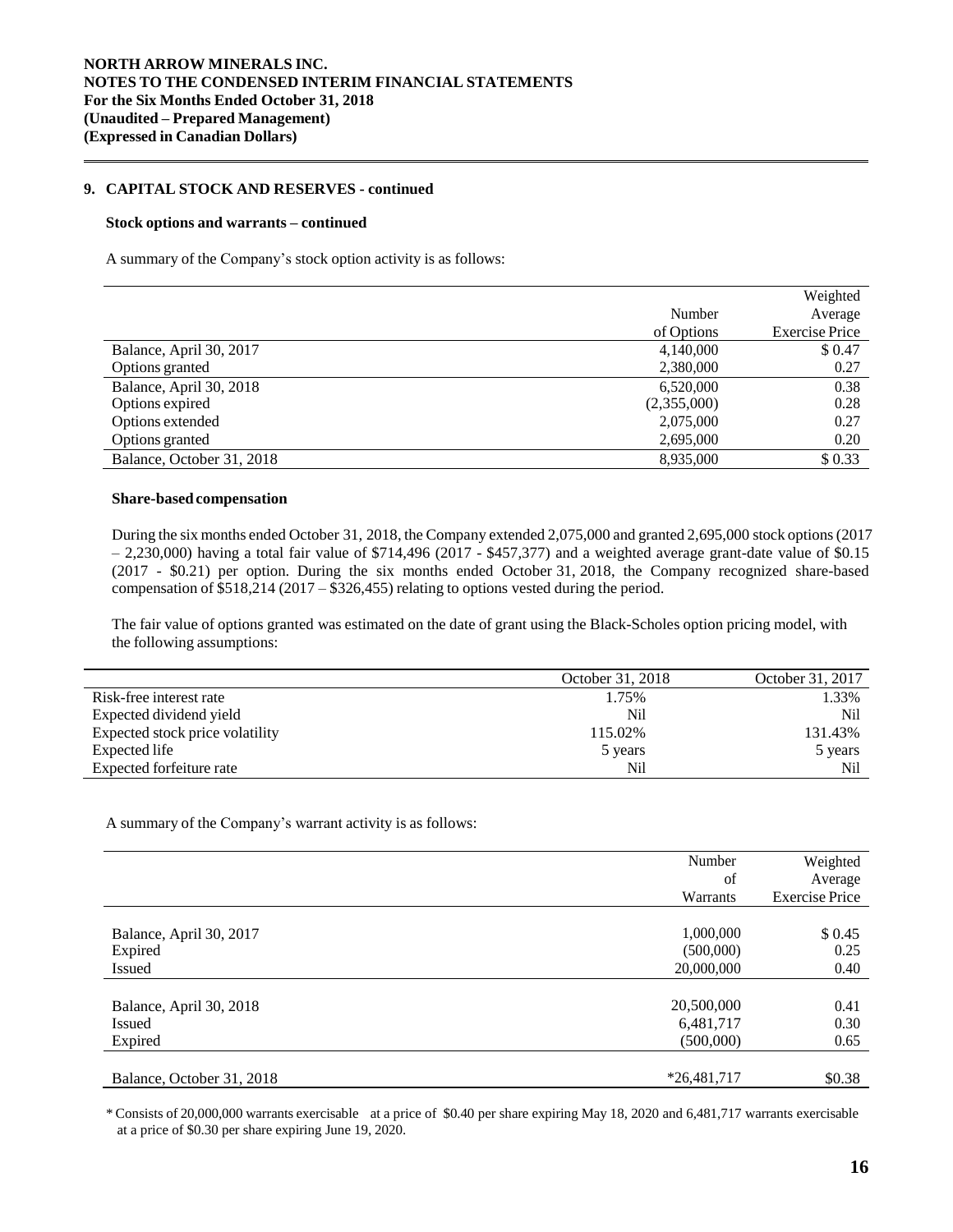## 9. CAPITAL STOCK AND RESERVES - continued

### Stock options and warrants – continued

A summary of the Company's stock option activity is as follows:

| | Number of Options | Weighted Average Exercise Price |
|---|---|---|
| Balance, April 30, 2017 | 4,140,000 | $ 0.47 |
| Options granted | 2,380,000 | 0.27 |
| Balance, April 30, 2018 | 6,520,000 | 0.38 |
| Options expired | (2,355,000) | 0.28 |
| Options extended | 2,075,000 | 0.27 |
| Options granted | 2,695,000 | 0.20 |
| Balance, October 31, 2018 | 8,935,000 | $ 0.33 |

### Share-based compensation

During the six months ended October 31, 2018, the Company extended 2,075,000 and granted 2,695,000 stock options (2017 – 2,230,000) having a total fair value of $714,496 (2017 - $457,377) and a weighted average grant-date value of $0.15 (2017 - $0.21) per option. During the six months ended October 31, 2018, the Company recognized share-based compensation of $518,214 (2017 – $326,455) relating to options vested during the period.

The fair value of options granted was estimated on the date of grant using the Black-Scholes option pricing model, with the following assumptions:

| | October 31, 2018 | October 31, 2017 |
|---|---|---|
| Risk-free interest rate | 1.75% | 1.33% |
| Expected dividend yield | Nil | Nil |
| Expected stock price volatility | 115.02% | 131.43% |
| Expected life | 5 years | 5 years |
| Expected forfeiture rate | Nil | Nil |

A summary of the Company's warrant activity is as follows:

| | Number of Warrants | Weighted Average Exercise Price |
|---|---|---|
| Balance, April 30, 2017 | 1,000,000 | $ 0.45 |
| Expired | (500,000) | 0.25 |
| Issued | 20,000,000 | 0.40 |
| Balance, April 30, 2018 | 20,500,000 | 0.41 |
| Issued | 6,481,717 | 0.30 |
| Expired | (500,000) | 0.65 |
| Balance, October 31, 2018 | *26,481,717 | $0.38 |

\* Consists of 20,000,000 warrants exercisable at a price of $0.40 per share expiring May 18, 2020 and 6,481,717 warrants exercisable at a price of $0.30 per share expiring June 19, 2020.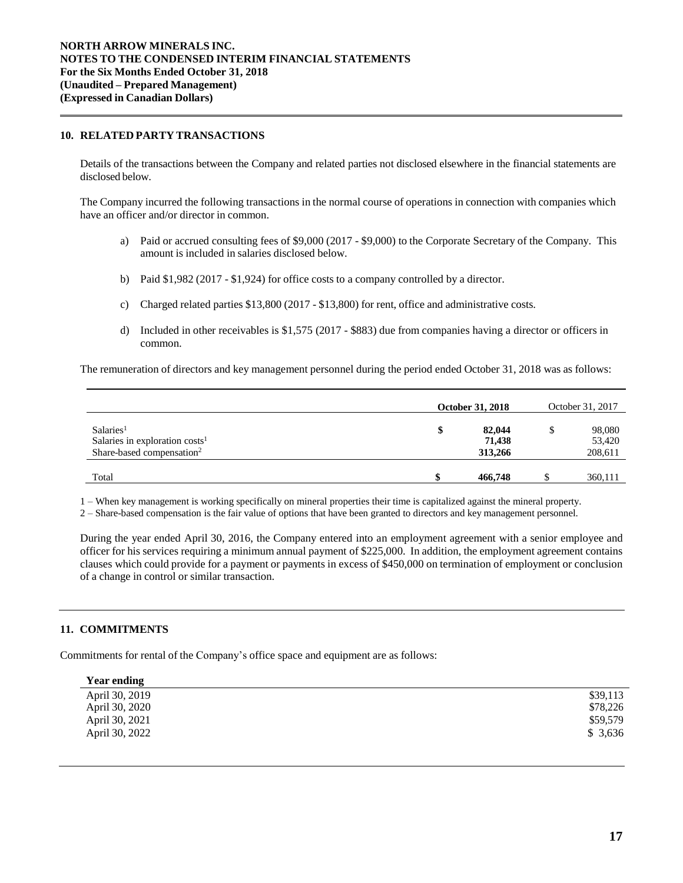**NORTH ARROW MINERALS INC.**
**NOTES TO THE CONDENSED INTERIM FINANCIAL STATEMENTS**
**For the Six Months Ended October 31, 2018**
**(Unaudited – Prepared Management)**
**(Expressed in Canadian Dollars)**

## 10. RELATED PARTY TRANSACTIONS

Details of the transactions between the Company and related parties not disclosed elsewhere in the financial statements are disclosed below.

The Company incurred the following transactions in the normal course of operations in connection with companies which have an officer and/or director in common.

a) Paid or accrued consulting fees of $9,000 (2017 - $9,000) to the Corporate Secretary of the Company. This amount is included in salaries disclosed below.

b) Paid $1,982 (2017 - $1,924) for office costs to a company controlled by a director.

c) Charged related parties $13,800 (2017 - $13,800) for rent, office and administrative costs.

d) Included in other receivables is $1,575 (2017 - $883) due from companies having a director or officers in common.

The remuneration of directors and key management personnel during the period ended October 31, 2018 was as follows:

| | October 31, 2018 | October 31, 2017 |
|---|---|---|
| Salaries[1] | **$ 82,044** | $ 98,080 |
| Salaries in exploration costs[1] | **71,438** | 53,420 |
| Share-based compensation[2] | **313,266** | 208,611 |
| Total | **$ 466,748** | $ 360,111 |

1 – When key management is working specifically on mineral properties their time is capitalized against the mineral property.

2 – Share-based compensation is the fair value of options that have been granted to directors and key management personnel.

During the year ended April 30, 2016, the Company entered into an employment agreement with a senior employee and officer for his services requiring a minimum annual payment of $225,000. In addition, the employment agreement contains clauses which could provide for a payment or payments in excess of $450,000 on termination of employment or conclusion of a change in control or similar transaction.

## 11. COMMITMENTS

Commitments for rental of the Company's office space and equipment are as follows:

| Year ending | |
|---|---|
| April 30, 2019 | $39,113 |
| April 30, 2020 | $78,226 |
| April 30, 2021 | $59,579 |
| April 30, 2022 | $ 3,636 |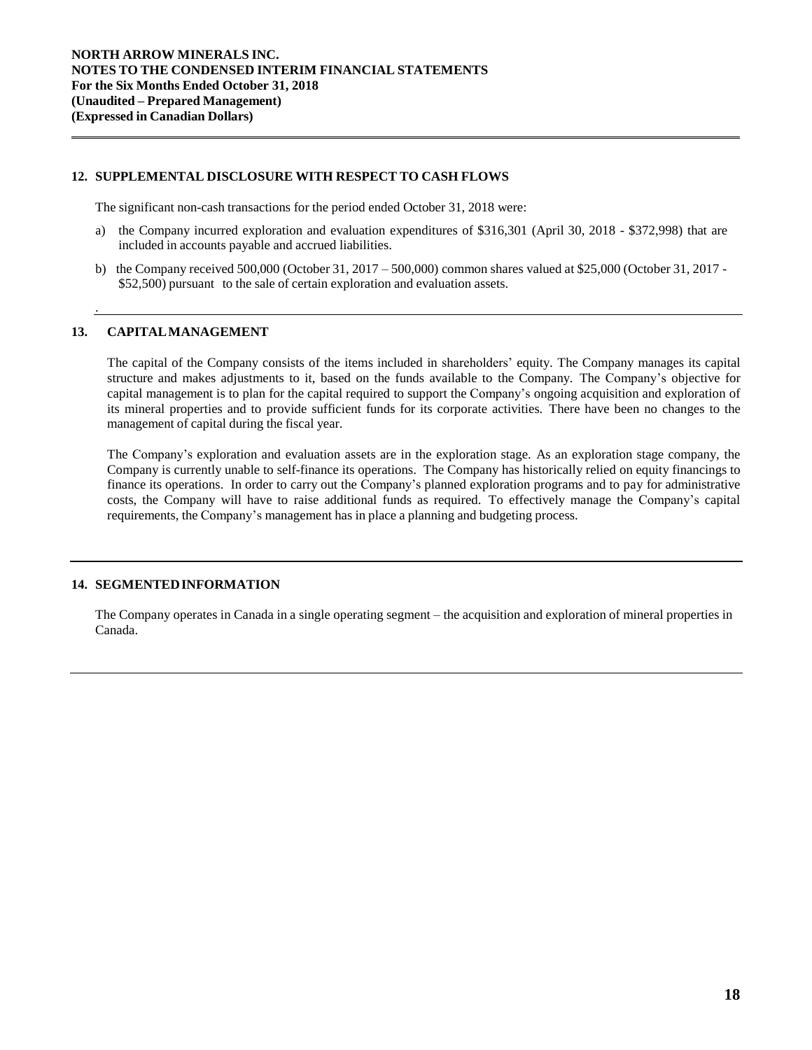**NORTH ARROW MINERALS INC.**
**NOTES TO THE CONDENSED INTERIM FINANCIAL STATEMENTS**
**For the Six Months Ended October 31, 2018**
**(Unaudited – Prepared Management)**
**(Expressed in Canadian Dollars)**

## 12. SUPPLEMENTAL DISCLOSURE WITH RESPECT TO CASH FLOWS

The significant non-cash transactions for the period ended October 31, 2018 were:

a) the Company incurred exploration and evaluation expenditures of $316,301 (April 30, 2018 - $372,998) that are included in accounts payable and accrued liabilities.

b) the Company received 500,000 (October 31, 2017 – 500,000) common shares valued at $25,000 (October 31, 2017 - $52,500) pursuant to the sale of certain exploration and evaluation assets.

## 13. CAPITAL MANAGEMENT

The capital of the Company consists of the items included in shareholders' equity. The Company manages its capital structure and makes adjustments to it, based on the funds available to the Company. The Company's objective for capital management is to plan for the capital required to support the Company's ongoing acquisition and exploration of its mineral properties and to provide sufficient funds for its corporate activities. There have been no changes to the management of capital during the fiscal year.

The Company's exploration and evaluation assets are in the exploration stage. As an exploration stage company, the Company is currently unable to self-finance its operations. The Company has historically relied on equity financings to finance its operations. In order to carry out the Company's planned exploration programs and to pay for administrative costs, the Company will have to raise additional funds as required. To effectively manage the Company's capital requirements, the Company's management has in place a planning and budgeting process.

## 14. SEGMENTED INFORMATION

The Company operates in Canada in a single operating segment – the acquisition and exploration of mineral properties in Canada.